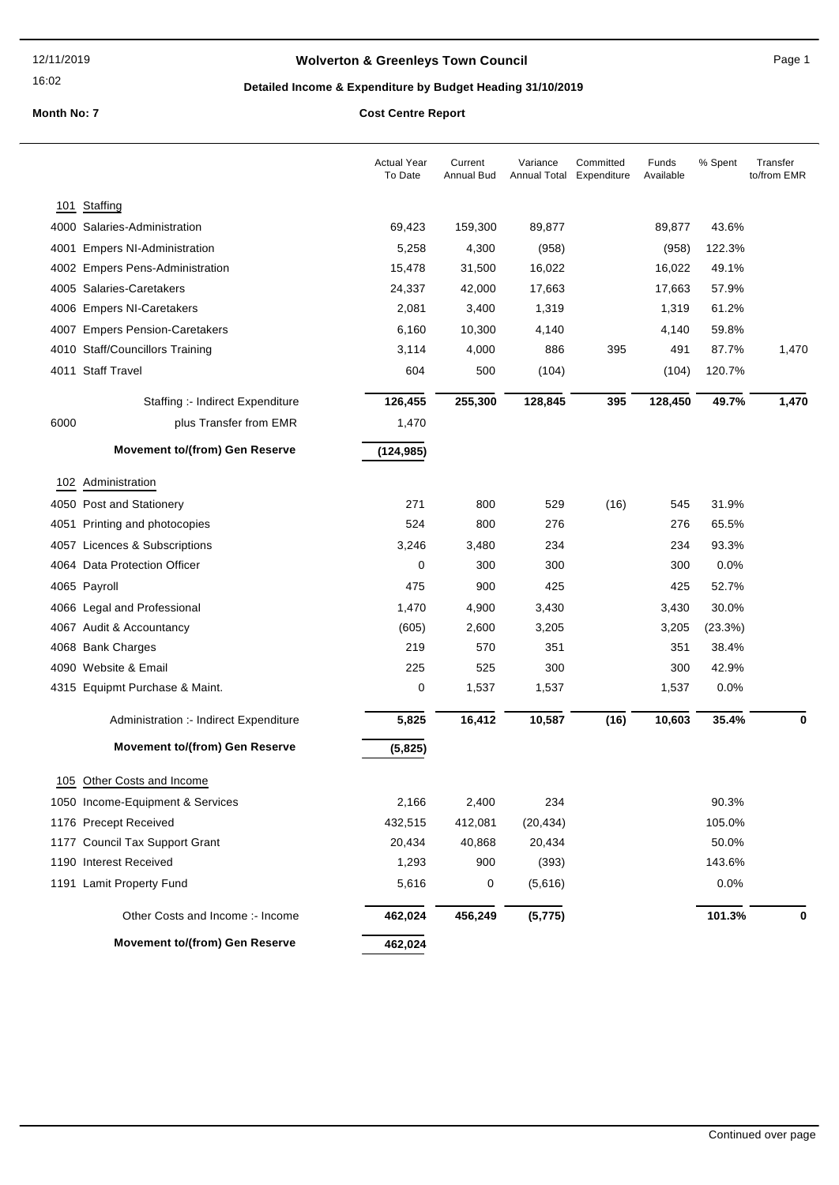# Wolverton & Greenleys Town Council

## Detailed Income & Expenditure by Budget Heading 31/10/2019

**Month No: 7** **Cost Centre Report**

| | | Actual Year To Date | Current Annual Bud | Variance Annual Total | Committed Expenditure | Funds Available | % Spent | Transfer to/from EMR |
|---|---|---|---|---|---|---|---|---|
| **101** | **Staffing** | | | | | | | |
| 4000 | Salaries-Administration | 69,423 | 159,300 | 89,877 | | 89,877 | 43.6% | |
| 4001 | Empers NI-Administration | 5,258 | 4,300 | (958) | | (958) | 122.3% | |
| 4002 | Empers Pens-Administration | 15,478 | 31,500 | 16,022 | | 16,022 | 49.1% | |
| 4005 | Salaries-Caretakers | 24,337 | 42,000 | 17,663 | | 17,663 | 57.9% | |
| 4006 | Empers NI-Caretakers | 2,081 | 3,400 | 1,319 | | 1,319 | 61.2% | |
| 4007 | Empers Pension-Caretakers | 6,160 | 10,300 | 4,140 | | 4,140 | 59.8% | |
| 4010 | Staff/Councillors Training | 3,114 | 4,000 | 886 | 395 | 491 | 87.7% | 1,470 |
| 4011 | Staff Travel | 604 | 500 | (104) | | (104) | 120.7% | |
| | Staffing :- Indirect Expenditure | **126,455** | **255,300** | **128,845** | **395** | **128,450** | **49.7%** | **1,470** |
| 6000 | plus Transfer from EMR | 1,470 | | | | | | |
| | **Movement to/(from) Gen Reserve** | **(124,985)** | | | | | | |
| **102** | **Administration** | | | | | | | |
| 4050 | Post and Stationery | 271 | 800 | 529 | (16) | 545 | 31.9% | |
| 4051 | Printing and photocopies | 524 | 800 | 276 | | 276 | 65.5% | |
| 4057 | Licences & Subscriptions | 3,246 | 3,480 | 234 | | 234 | 93.3% | |
| 4064 | Data Protection Officer | 0 | 300 | 300 | | 300 | 0.0% | |
| 4065 | Payroll | 475 | 900 | 425 | | 425 | 52.7% | |
| 4066 | Legal and Professional | 1,470 | 4,900 | 3,430 | | 3,430 | 30.0% | |
| 4067 | Audit & Accountancy | (605) | 2,600 | 3,205 | | 3,205 | (23.3%) | |
| 4068 | Bank Charges | 219 | 570 | 351 | | 351 | 38.4% | |
| 4090 | Website & Email | 225 | 525 | 300 | | 300 | 42.9% | |
| 4315 | Equipmt Purchase & Maint. | 0 | 1,537 | 1,537 | | 1,537 | 0.0% | |
| | Administration :- Indirect Expenditure | **5,825** | **16,412** | **10,587** | **(16)** | **10,603** | **35.4%** | **0** |
| | **Movement to/(from) Gen Reserve** | **(5,825)** | | | | | | |
| **105** | **Other Costs and Income** | | | | | | | |
| 1050 | Income-Equipment & Services | 2,166 | 2,400 | 234 | | | 90.3% | |
| 1176 | Precept Received | 432,515 | 412,081 | (20,434) | | | 105.0% | |
| 1177 | Council Tax Support Grant | 20,434 | 40,868 | 20,434 | | | 50.0% | |
| 1190 | Interest Received | 1,293 | 900 | (393) | | | 143.6% | |
| 1191 | Lamit Property Fund | 5,616 | 0 | (5,616) | | | 0.0% | |
| | Other Costs and Income :- Income | **462,024** | **456,249** | **(5,775)** | | | **101.3%** | **0** |
| | **Movement to/(from) Gen Reserve** | **462,024** | | | | | | |

Continued over page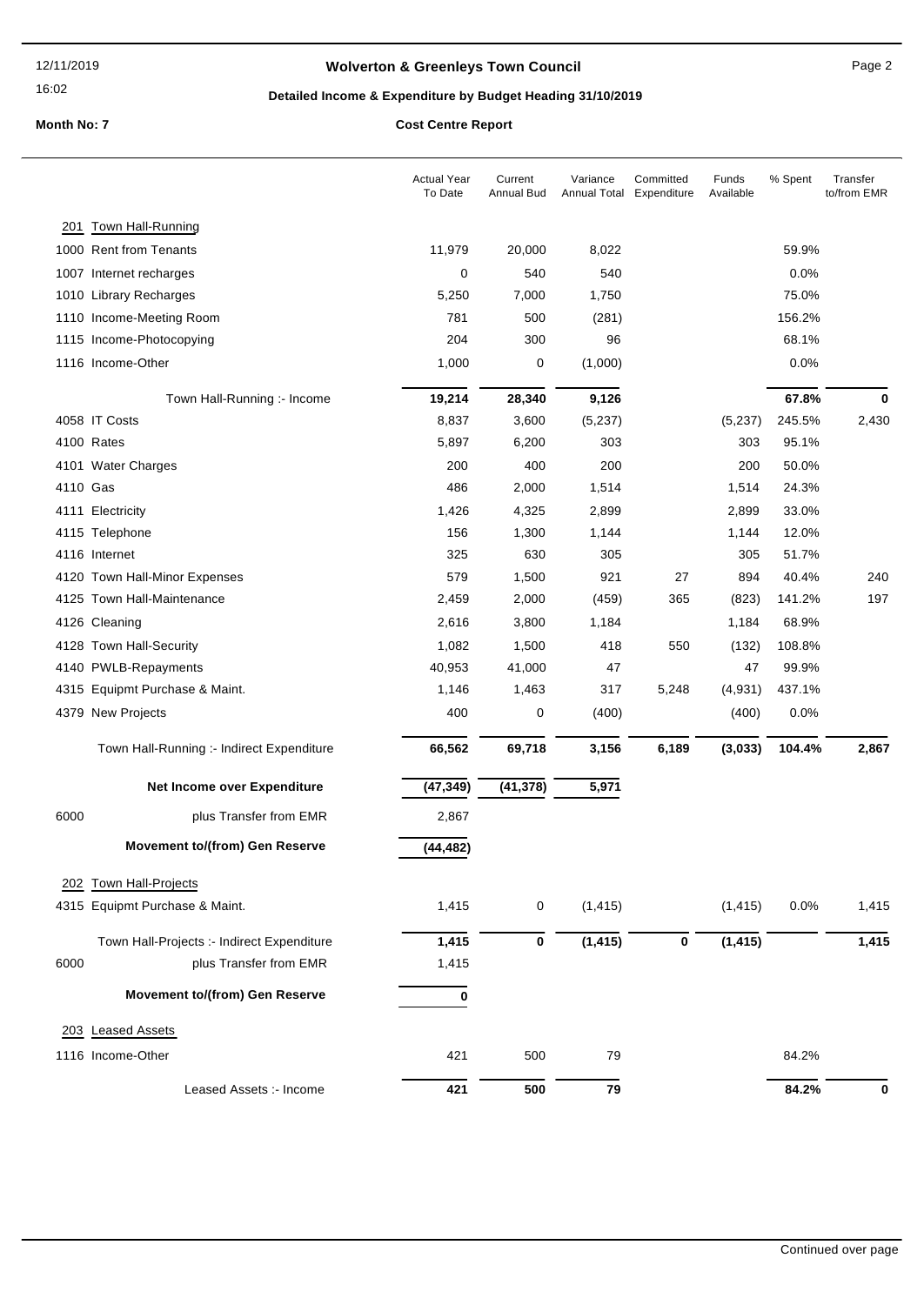**Wolverton & Greenleys Town Council**

**Detailed Income & Expenditure by Budget Heading 31/10/2019**

**Month No: 7** **Cost Centre Report**

| | Actual Year To Date | Current Annual Bud | Variance Annual Total | Committed Expenditure | Funds Available | % Spent | Transfer to/from EMR |
|---|---|---|---|---|---|---|---|
| **201 Town Hall-Running** | | | | | | | |
| 1000 Rent from Tenants | 11,979 | 20,000 | 8,022 | | | 59.9% | |
| 1007 Internet recharges | 0 | 540 | 540 | | | 0.0% | |
| 1010 Library Recharges | 5,250 | 7,000 | 1,750 | | | 75.0% | |
| 1110 Income-Meeting Room | 781 | 500 | (281) | | | 156.2% | |
| 1115 Income-Photocopying | 204 | 300 | 96 | | | 68.1% | |
| 1116 Income-Other | 1,000 | 0 | (1,000) | | | 0.0% | |
| Town Hall-Running :- Income | **19,214** | **28,340** | **9,126** | | | **67.8%** | **0** |
| 4058 IT Costs | 8,837 | 3,600 | (5,237) | | (5,237) | 245.5% | 2,430 |
| 4100 Rates | 5,897 | 6,200 | 303 | | 303 | 95.1% | |
| 4101 Water Charges | 200 | 400 | 200 | | 200 | 50.0% | |
| 4110 Gas | 486 | 2,000 | 1,514 | | 1,514 | 24.3% | |
| 4111 Electricity | 1,426 | 4,325 | 2,899 | | 2,899 | 33.0% | |
| 4115 Telephone | 156 | 1,300 | 1,144 | | 1,144 | 12.0% | |
| 4116 Internet | 325 | 630 | 305 | | 305 | 51.7% | |
| 4120 Town Hall-Minor Expenses | 579 | 1,500 | 921 | 27 | 894 | 40.4% | 240 |
| 4125 Town Hall-Maintenance | 2,459 | 2,000 | (459) | 365 | (823) | 141.2% | 197 |
| 4126 Cleaning | 2,616 | 3,800 | 1,184 | | 1,184 | 68.9% | |
| 4128 Town Hall-Security | 1,082 | 1,500 | 418 | 550 | (132) | 108.8% | |
| 4140 PWLB-Repayments | 40,953 | 41,000 | 47 | | 47 | 99.9% | |
| 4315 Equipmt Purchase & Maint. | 1,146 | 1,463 | 317 | 5,248 | (4,931) | 437.1% | |
| 4379 New Projects | 400 | 0 | (400) | | (400) | 0.0% | |
| Town Hall-Running :- Indirect Expenditure | **66,562** | **69,718** | **3,156** | **6,189** | **(3,033)** | **104.4%** | **2,867** |
| **Net Income over Expenditure** | **(47,349)** | **(41,378)** | **5,971** | | | | |
| 6000 plus Transfer from EMR | 2,867 | | | | | | |
| **Movement to/(from) Gen Reserve** | **(44,482)** | | | | | | |
| **202 Town Hall-Projects** | | | | | | | |
| 4315 Equipmt Purchase & Maint. | 1,415 | 0 | (1,415) | | (1,415) | 0.0% | 1,415 |
| Town Hall-Projects :- Indirect Expenditure | **1,415** | **0** | **(1,415)** | **0** | **(1,415)** | | **1,415** |
| 6000 plus Transfer from EMR | 1,415 | | | | | | |
| **Movement to/(from) Gen Reserve** | **0** | | | | | | |
| **203 Leased Assets** | | | | | | | |
| 1116 Income-Other | 421 | 500 | 79 | | | 84.2% | |
| Leased Assets :- Income | **421** | **500** | **79** | | | **84.2%** | **0** |

Continued over page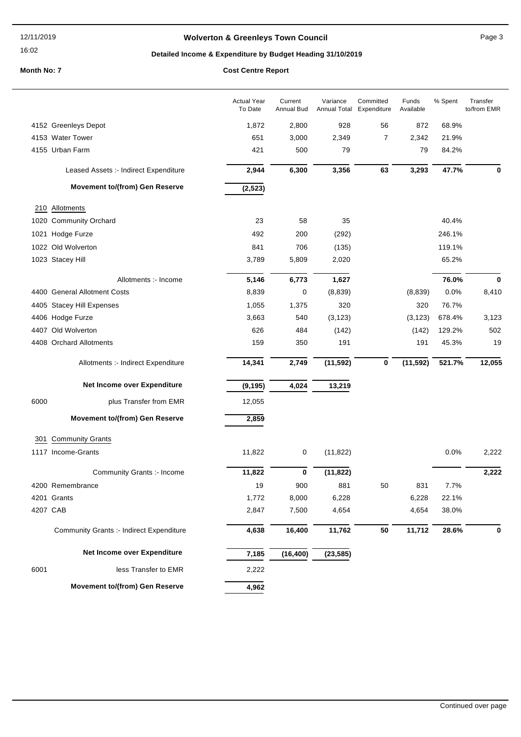# Wolverton & Greenleys Town Council

## Detailed Income & Expenditure by Budget Heading 31/10/2019

**Month No: 7** **Cost Centre Report**

| | | Actual Year To Date | Current Annual Bud | Variance Annual Total | Committed Expenditure | Funds Available | % Spent | Transfer to/from EMR |
|---|---|---|---|---|---|---|---|---|
| 4152 | Greenleys Depot | 1,872 | 2,800 | 928 | 56 | 872 | 68.9% | |
| 4153 | Water Tower | 651 | 3,000 | 2,349 | 7 | 2,342 | 21.9% | |
| 4155 | Urban Farm | 421 | 500 | 79 | | 79 | 84.2% | |
| | Leased Assets :- Indirect Expenditure | **2,944** | **6,300** | **3,356** | **63** | **3,293** | **47.7%** | **0** |
| | **Movement to/(from) Gen Reserve** | **(2,523)** | | | | | | |
| 210 | Allotments | | | | | | | |
| 1020 | Community Orchard | 23 | 58 | 35 | | | 40.4% | |
| 1021 | Hodge Furze | 492 | 200 | (292) | | | 246.1% | |
| 1022 | Old Wolverton | 841 | 706 | (135) | | | 119.1% | |
| 1023 | Stacey Hill | 3,789 | 5,809 | 2,020 | | | 65.2% | |
| | Allotments :- Income | **5,146** | **6,773** | **1,627** | | | **76.0%** | **0** |
| 4400 | General Allotment Costs | 8,839 | 0 | (8,839) | | (8,839) | 0.0% | 8,410 |
| 4405 | Stacey Hill Expenses | 1,055 | 1,375 | 320 | | 320 | 76.7% | |
| 4406 | Hodge Furze | 3,663 | 540 | (3,123) | | (3,123) | 678.4% | 3,123 |
| 4407 | Old Wolverton | 626 | 484 | (142) | | (142) | 129.2% | 502 |
| 4408 | Orchard Allotments | 159 | 350 | 191 | | 191 | 45.3% | 19 |
| | Allotments :- Indirect Expenditure | **14,341** | **2,749** | **(11,592)** | **0** | **(11,592)** | **521.7%** | **12,055** |
| | **Net Income over Expenditure** | **(9,195)** | **4,024** | **13,219** | | | | |
| 6000 | plus Transfer from EMR | 12,055 | | | | | | |
| | **Movement to/(from) Gen Reserve** | **2,859** | | | | | | |
| 301 | Community Grants | | | | | | | |
| 1117 | Income-Grants | 11,822 | 0 | (11,822) | | | 0.0% | 2,222 |
| | Community Grants :- Income | **11,822** | **0** | **(11,822)** | | | | **2,222** |
| 4200 | Remembrance | 19 | 900 | 881 | 50 | 831 | 7.7% | |
| 4201 | Grants | 1,772 | 8,000 | 6,228 | | 6,228 | 22.1% | |
| 4207 | CAB | 2,847 | 7,500 | 4,654 | | 4,654 | 38.0% | |
| | Community Grants :- Indirect Expenditure | **4,638** | **16,400** | **11,762** | **50** | **11,712** | **28.6%** | **0** |
| | **Net Income over Expenditure** | **7,185** | **(16,400)** | **(23,585)** | | | | |
| 6001 | less Transfer to EMR | 2,222 | | | | | | |
| | **Movement to/(from) Gen Reserve** | **4,962** | | | | | | |

Continued over page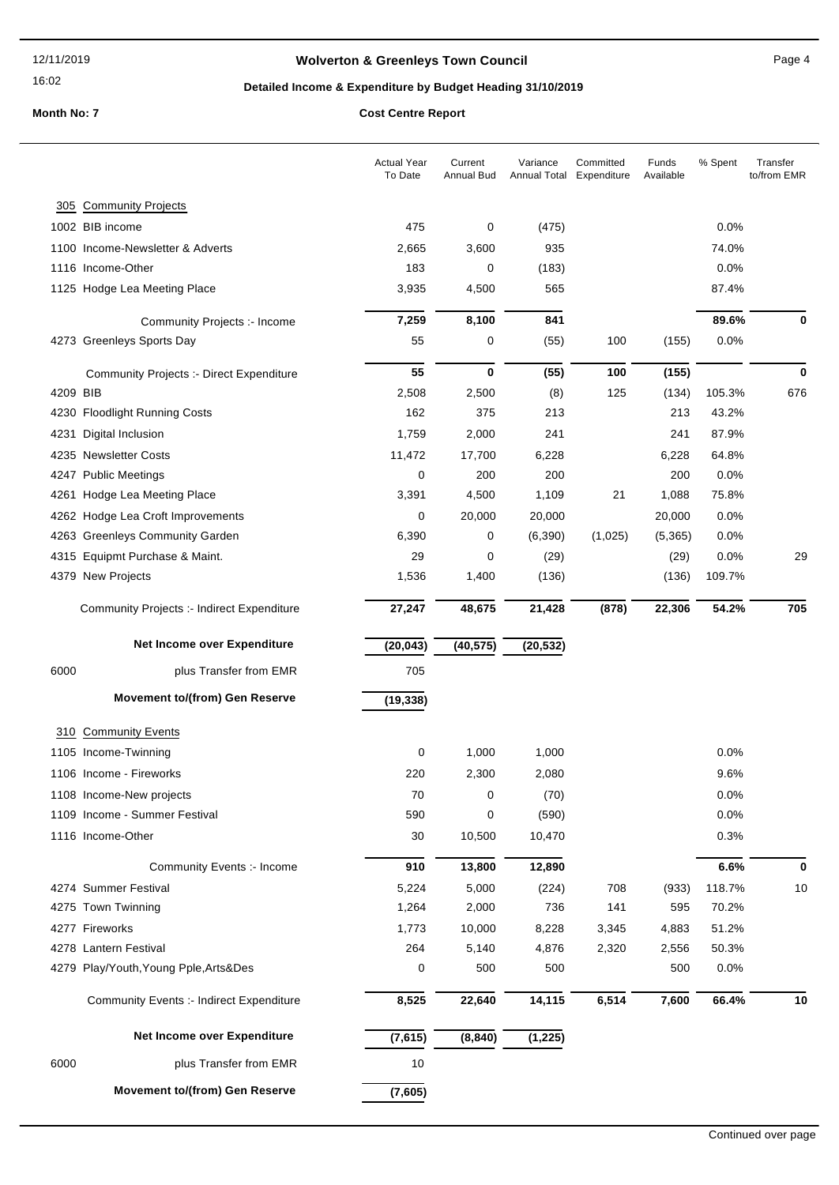**Wolverton & Greenleys Town Council**

**Detailed Income & Expenditure by Budget Heading 31/10/2019**

**Month No: 7**

**Cost Centre Report**

| | Actual Year To Date | Current Annual Bud | Variance Annual Total | Committed Expenditure | Funds Available | % Spent | Transfer to/from EMR |
|---|---|---|---|---|---|---|---|
| **305 Community Projects** | | | | | | | |
| 1002 BIB income | 475 | 0 | (475) | | | 0.0% | |
| 1100 Income-Newsletter & Adverts | 2,665 | 3,600 | 935 | | | 74.0% | |
| 1116 Income-Other | 183 | 0 | (183) | | | 0.0% | |
| 1125 Hodge Lea Meeting Place | 3,935 | 4,500 | 565 | | | 87.4% | |
| Community Projects :- Income | **7,259** | **8,100** | **841** | | | **89.6%** | **0** |
| 4273 Greenleys Sports Day | 55 | 0 | (55) | 100 | (155) | 0.0% | |
| Community Projects :- Direct Expenditure | **55** | **0** | **(55)** | **100** | **(155)** | | **0** |
| 4209 BIB | 2,508 | 2,500 | (8) | 125 | (134) | 105.3% | 676 |
| 4230 Floodlight Running Costs | 162 | 375 | 213 | | 213 | 43.2% | |
| 4231 Digital Inclusion | 1,759 | 2,000 | 241 | | 241 | 87.9% | |
| 4235 Newsletter Costs | 11,472 | 17,700 | 6,228 | | 6,228 | 64.8% | |
| 4247 Public Meetings | 0 | 200 | 200 | | 200 | 0.0% | |
| 4261 Hodge Lea Meeting Place | 3,391 | 4,500 | 1,109 | 21 | 1,088 | 75.8% | |
| 4262 Hodge Lea Croft Improvements | 0 | 20,000 | 20,000 | | 20,000 | 0.0% | |
| 4263 Greenleys Community Garden | 6,390 | 0 | (6,390) | (1,025) | (5,365) | 0.0% | |
| 4315 Equipmt Purchase & Maint. | 29 | 0 | (29) | | (29) | 0.0% | 29 |
| 4379 New Projects | 1,536 | 1,400 | (136) | | (136) | 109.7% | |
| Community Projects :- Indirect Expenditure | **27,247** | **48,675** | **21,428** | **(878)** | **22,306** | **54.2%** | **705** |
| **Net Income over Expenditure** | **(20,043)** | **(40,575)** | **(20,532)** | | | | |
| 6000 plus Transfer from EMR | 705 | | | | | | |
| **Movement to/(from) Gen Reserve** | **(19,338)** | | | | | | |
| **310 Community Events** | | | | | | | |
| 1105 Income-Twinning | 0 | 1,000 | 1,000 | | | 0.0% | |
| 1106 Income - Fireworks | 220 | 2,300 | 2,080 | | | 9.6% | |
| 1108 Income-New projects | 70 | 0 | (70) | | | 0.0% | |
| 1109 Income - Summer Festival | 590 | 0 | (590) | | | 0.0% | |
| 1116 Income-Other | 30 | 10,500 | 10,470 | | | 0.3% | |
| Community Events :- Income | **910** | **13,800** | **12,890** | | | **6.6%** | **0** |
| 4274 Summer Festival | 5,224 | 5,000 | (224) | 708 | (933) | 118.7% | 10 |
| 4275 Town Twinning | 1,264 | 2,000 | 736 | 141 | 595 | 70.2% | |
| 4277 Fireworks | 1,773 | 10,000 | 8,228 | 3,345 | 4,883 | 51.2% | |
| 4278 Lantern Festival | 264 | 5,140 | 4,876 | 2,320 | 2,556 | 50.3% | |
| 4279 Play/Youth,Young Pple,Arts&Des | 0 | 500 | 500 | | 500 | 0.0% | |
| Community Events :- Indirect Expenditure | **8,525** | **22,640** | **14,115** | **6,514** | **7,600** | **66.4%** | **10** |
| **Net Income over Expenditure** | **(7,615)** | **(8,840)** | **(1,225)** | | | | |
| 6000 plus Transfer from EMR | 10 | | | | | | |
| **Movement to/(from) Gen Reserve** | **(7,605)** | | | | | | |

Continued over page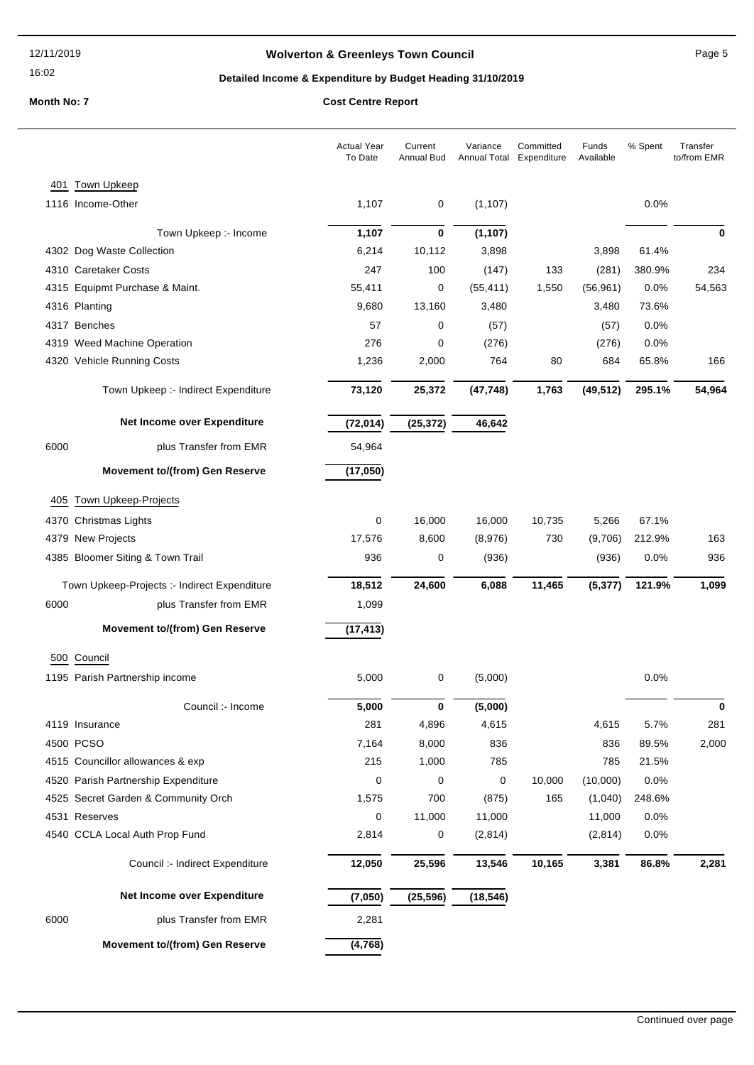**Wolverton & Greenleys Town Council**

**Detailed Income & Expenditure by Budget Heading 31/10/2019**

**Month No: 7**

**Cost Centre Report**

| | Actual Year To Date | Current Annual Bud | Variance Annual Total | Committed Expenditure | Funds Available | % Spent | Transfer to/from EMR |
|---|---|---|---|---|---|---|---|
| **401 Town Upkeep** | | | | | | | |
| 1116 Income-Other | 1,107 | 0 | (1,107) | | | 0.0% | |
| Town Upkeep :- Income | **1,107** | **0** | **(1,107)** | | | | **0** |
| 4302 Dog Waste Collection | 6,214 | 10,112 | 3,898 | | 3,898 | 61.4% | |
| 4310 Caretaker Costs | 247 | 100 | (147) | 133 | (281) | 380.9% | 234 |
| 4315 Equipmt Purchase & Maint. | 55,411 | 0 | (55,411) | 1,550 | (56,961) | 0.0% | 54,563 |
| 4316 Planting | 9,680 | 13,160 | 3,480 | | 3,480 | 73.6% | |
| 4317 Benches | 57 | 0 | (57) | | (57) | 0.0% | |
| 4319 Weed Machine Operation | 276 | 0 | (276) | | (276) | 0.0% | |
| 4320 Vehicle Running Costs | 1,236 | 2,000 | 764 | 80 | 684 | 65.8% | 166 |
| Town Upkeep :- Indirect Expenditure | **73,120** | **25,372** | **(47,748)** | **1,763** | **(49,512)** | **295.1%** | **54,964** |
| **Net Income over Expenditure** | **(72,014)** | **(25,372)** | **46,642** | | | | |
| 6000 plus Transfer from EMR | 54,964 | | | | | | |
| **Movement to/(from) Gen Reserve** | **(17,050)** | | | | | | |
| **405 Town Upkeep-Projects** | | | | | | | |
| 4370 Christmas Lights | 0 | 16,000 | 16,000 | 10,735 | 5,266 | 67.1% | |
| 4379 New Projects | 17,576 | 8,600 | (8,976) | 730 | (9,706) | 212.9% | 163 |
| 4385 Bloomer Siting & Town Trail | 936 | 0 | (936) | | (936) | 0.0% | 936 |
| Town Upkeep-Projects :- Indirect Expenditure | **18,512** | **24,600** | **6,088** | **11,465** | **(5,377)** | **121.9%** | **1,099** |
| 6000 plus Transfer from EMR | 1,099 | | | | | | |
| **Movement to/(from) Gen Reserve** | **(17,413)** | | | | | | |
| **500 Council** | | | | | | | |
| 1195 Parish Partnership income | 5,000 | 0 | (5,000) | | | 0.0% | |
| Council :- Income | **5,000** | **0** | **(5,000)** | | | | **0** |
| 4119 Insurance | 281 | 4,896 | 4,615 | | 4,615 | 5.7% | 281 |
| 4500 PCSO | 7,164 | 8,000 | 836 | | 836 | 89.5% | 2,000 |
| 4515 Councillor allowances & exp | 215 | 1,000 | 785 | | 785 | 21.5% | |
| 4520 Parish Partnership Expenditure | 0 | 0 | 0 | 10,000 | (10,000) | 0.0% | |
| 4525 Secret Garden & Community Orch | 1,575 | 700 | (875) | 165 | (1,040) | 248.6% | |
| 4531 Reserves | 0 | 11,000 | 11,000 | | 11,000 | 0.0% | |
| 4540 CCLA Local Auth Prop Fund | 2,814 | 0 | (2,814) | | (2,814) | 0.0% | |
| Council :- Indirect Expenditure | **12,050** | **25,596** | **13,546** | **10,165** | **3,381** | **86.8%** | **2,281** |
| **Net Income over Expenditure** | **(7,050)** | **(25,596)** | **(18,546)** | | | | |
| 6000 plus Transfer from EMR | 2,281 | | | | | | |
| **Movement to/(from) Gen Reserve** | **(4,768)** | | | | | | |

Continued over page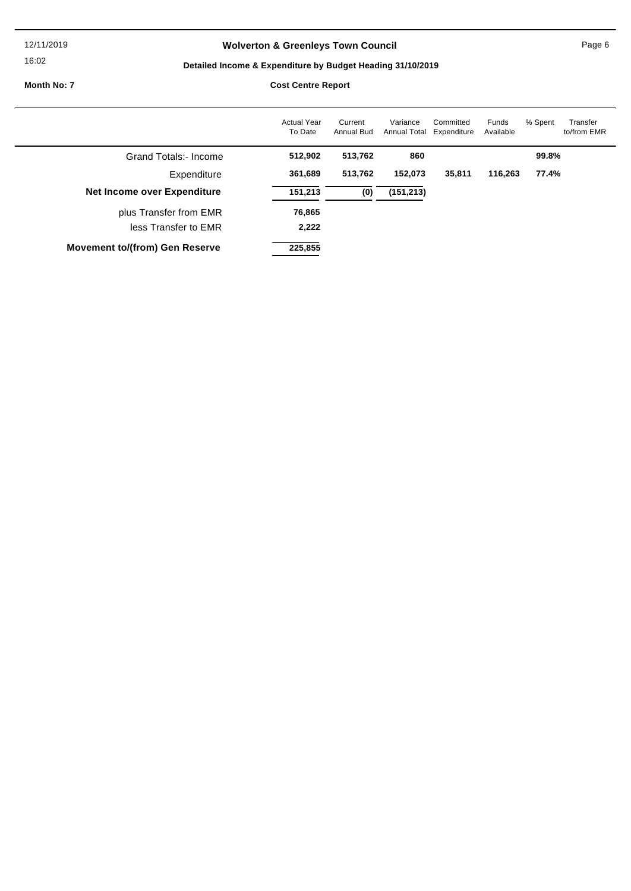**Wolverton & Greenleys Town Council**

**Detailed Income & Expenditure by Budget Heading 31/10/2019**

**Month No: 7**

**Cost Centre Report**

| | Actual Year To Date | Current Annual Bud | Variance Annual Total | Committed Expenditure | Funds Available | % Spent | Transfer to/from EMR |
|---|---|---|---|---|---|---|---|
| Grand Totals:- Income | **512,902** | **513,762** | **860** | | | **99.8%** | |
| Expenditure | **361,689** | **513,762** | **152,073** | **35,811** | **116,263** | **77.4%** | |
| **Net Income over Expenditure** | **151,213** | **(0)** | **(151,213)** | | | | |
| plus Transfer from EMR | **76,865** | | | | | | |
| less Transfer to EMR | **2,222** | | | | | | |
| **Movement to/(from) Gen Reserve** | **225,855** | | | | | | |